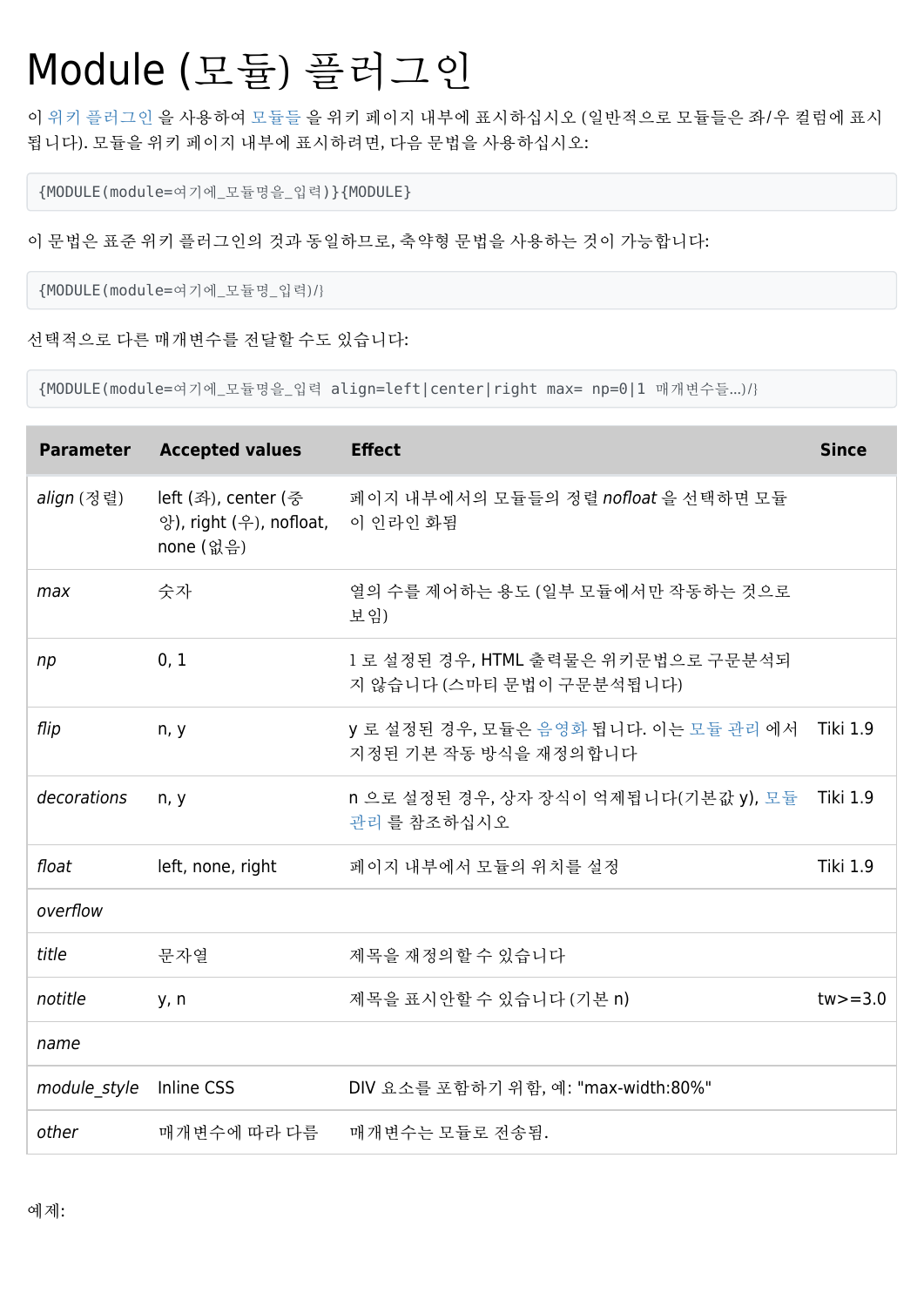# Module (모듈) 플러그인

이 위키 플러그인 을 사용하여 모듈들 을 위키 페이지 내부에 표시하십시오 (일반적으로 모듈들은 좌/우 컬럼에 표시됩니다). 모듈을 위키 페이지 내부에 표시하려면, 다음 문법을 사용하십시오:

```
{MODULE(module=여기에_모듈명을_입력)}{MODULE}
```

이 문법은 표준 위키 플러그인의 것과 동일하므로, 축약형 문법을 사용하는 것이 가능합니다:

```
{MODULE(module=여기에_모듈명_입력)/}
```

선택적으로 다른 매개변수를 전달할 수도 있습니다:

```
{MODULE(module=여기에_모듈명을_입력 align=left|center|right max= np=0|1 매개변수들...)/}
```

| Parameter | Accepted values | Effect | Since |
|---|---|---|---|
| *align* (정렬) | left (좌), center (중앙), right (우), nofloat, none (없음) | 페이지 내부에서의 모듈들의 정렬 *nofloat* 을 선택하면 모듈이 인라인 화됨 | |
| *max* | 숫자 | 열의 수를 제어하는 용도 (일부 모듈에서만 작동하는 것으로 보임) | |
| *np* | 0, 1 | 1 로 설정된 경우, HTML 출력물은 위키문법으로 구문분석되지 않습니다 (스마티 문법이 구문분석됩니다) | |
| *flip* | n, y | y 로 설정된 경우, 모듈은 음영화 됩니다. 이는 모듈 관리 에서 지정된 기본 작동 방식을 재정의합니다 | Tiki 1.9 |
| *decorations* | n, y | n 으로 설정된 경우, 상자 장식이 억제됩니다(기본값 y), 모듈 관리 를 참조하십시오 | Tiki 1.9 |
| *float* | left, none, right | 페이지 내부에서 모듈의 위치를 설정 | Tiki 1.9 |
| *overflow* | | | |
| *title* | 문자열 | 제목을 재정의할 수 있습니다 | |
| *notitle* | y, n | 제목을 표시안할 수 있습니다 (기본 n) | tw>=3.0 |
| *name* | | | |
| *module_style* | Inline CSS | DIV 요소를 포함하기 위함, 예: "max-width:80%" | |
| *other* | 매개변수에 따라 다름 | 매개변수는 모듈로 전송됨. | |

예제: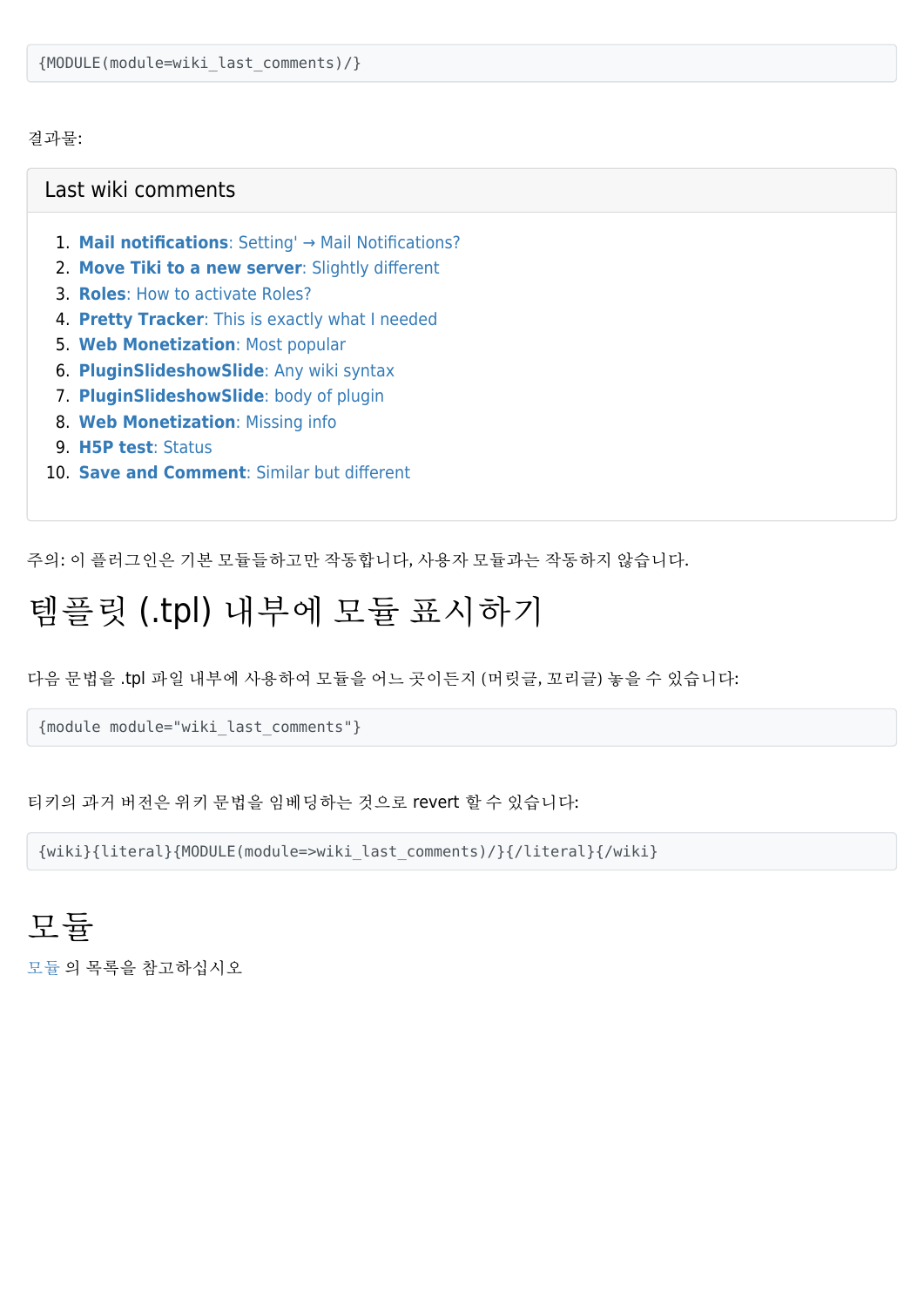```
{MODULE(module=wiki_last_comments)/}
```

결과물:

**Last wiki comments**

1. **Mail notifications**: Setting' → Mail Notifications?
2. **Move Tiki to a new server**: Slightly different
3. **Roles**: How to activate Roles?
4. **Pretty Tracker**: This is exactly what I needed
5. **Web Monetization**: Most popular
6. **PluginSlideshowSlide**: Any wiki syntax
7. **PluginSlideshowSlide**: body of plugin
8. **Web Monetization**: Missing info
9. **H5P test**: Status
10. **Save and Comment**: Similar but different

주의: 이 플러그인은 기본 모듈들하고만 작동합니다, 사용자 모듈과는 작동하지 않습니다.

# 템플릿 (.tpl) 내부에 모듈 표시하기

다음 문법을 .tpl 파일 내부에 사용하여 모듈을 어느 곳이든지 (머릿글, 꼬리글) 놓을 수 있습니다:

```
{module module="wiki_last_comments"}
```

티키의 과거 버전은 위키 문법을 임베딩하는 것으로 revert 할 수 있습니다:

```
{wiki}{literal}{MODULE(module=>wiki_last_comments)/}{/literal}{/wiki}
```

# 모듈

모듈 의 목록을 참고하십시오